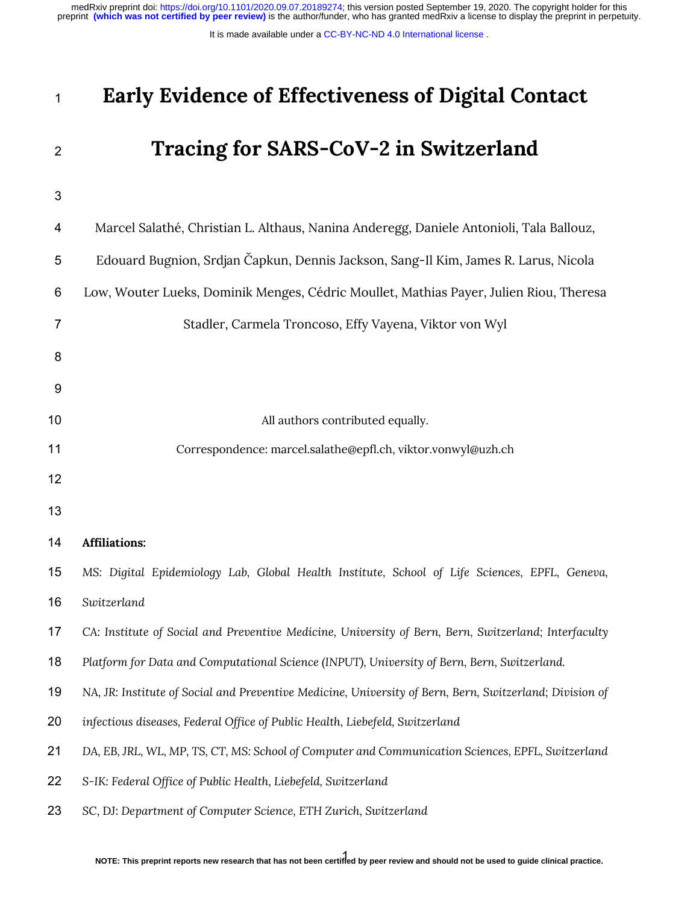# Early Evidence of Effectiveness of Digital Contact Tracing for SARS-CoV-2 in Switzerland

Marcel Salathé, Christian L. Althaus, Nanina Anderegg, Daniele Antonioli, Tala Ballouz, Edouard Bugnion, Srdjan Čapkun, Dennis Jackson, Sang-Il Kim, James R. Larus, Nicola Low, Wouter Lueks, Dominik Menges, Cédric Moullet, Mathias Payer, Julien Riou, Theresa Stadler, Carmela Troncoso, Effy Vayena, Viktor von Wyl

All authors contributed equally.

Correspondence: marcel.salathe@epfl.ch, viktor.vonwyl@uzh.ch

**Affiliations:**

MS: *Digital Epidemiology Lab, Global Health Institute, School of Life Sciences, EPFL, Geneva, Switzerland*

CA: *Institute of Social and Preventive Medicine, University of Bern, Bern, Switzerland; Interfaculty Platform for Data and Computational Science (INPUT), University of Bern, Bern, Switzerland.*

NA, JR: *Institute of Social and Preventive Medicine, University of Bern, Bern, Switzerland; Division of infectious diseases, Federal Office of Public Health, Liebefeld, Switzerland*

DA, EB, JRL, WL, MP, TS, CT, MS: *School of Computer and Communication Sciences, EPFL, Switzerland*

S-IK: *Federal Office of Public Health, Liebefeld, Switzerland*

SC, DJ: *Department of Computer Science, ETH Zurich, Switzerland*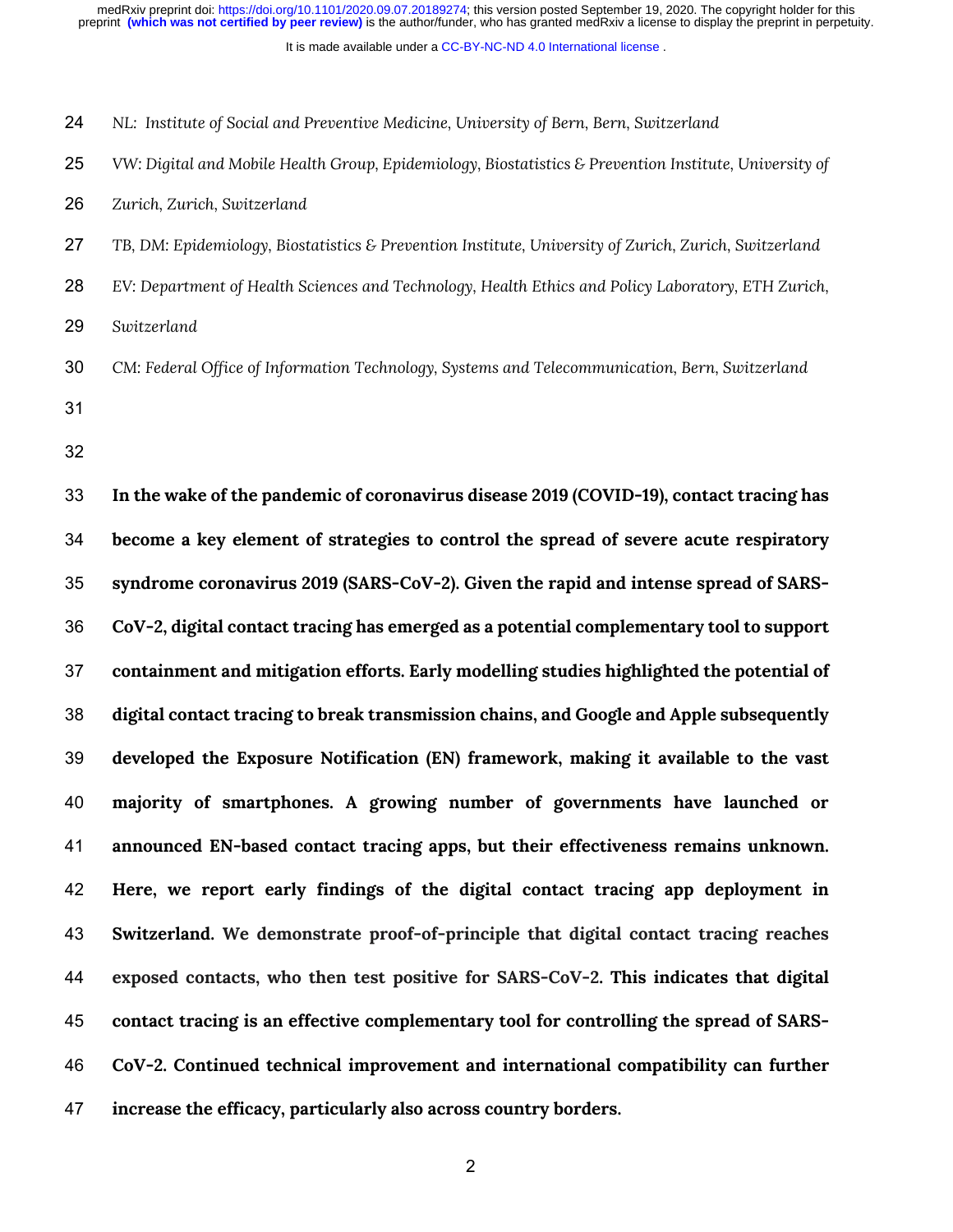*NL: Institute of Social and Preventive Medicine, University of Bern, Bern, Switzerland*

*VW: Digital and Mobile Health Group, Epidemiology, Biostatistics & Prevention Institute, University of Zurich, Zurich, Switzerland*

*TB, DM: Epidemiology, Biostatistics & Prevention Institute, University of Zurich, Zurich, Switzerland*

*EV: Department of Health Sciences and Technology, Health Ethics and Policy Laboratory, ETH Zurich, Switzerland*

*CM: Federal Office of Information Technology, Systems and Telecommunication, Bern, Switzerland*

**In the wake of the pandemic of coronavirus disease 2019 (COVID-19), contact tracing has become a key element of strategies to control the spread of severe acute respiratory syndrome coronavirus 2019 (SARS-CoV-2). Given the rapid and intense spread of SARS-CoV-2, digital contact tracing has emerged as a potential complementary tool to support containment and mitigation efforts. Early modelling studies highlighted the potential of digital contact tracing to break transmission chains, and Google and Apple subsequently developed the Exposure Notification (EN) framework, making it available to the vast majority of smartphones. A growing number of governments have launched or announced EN-based contact tracing apps, but their effectiveness remains unknown. Here, we report early findings of the digital contact tracing app deployment in Switzerland. We demonstrate proof-of-principle that digital contact tracing reaches exposed contacts, who then test positive for SARS-CoV-2. This indicates that digital contact tracing is an effective complementary tool for controlling the spread of SARS-CoV-2. Continued technical improvement and international compatibility can further increase the efficacy, particularly also across country borders.**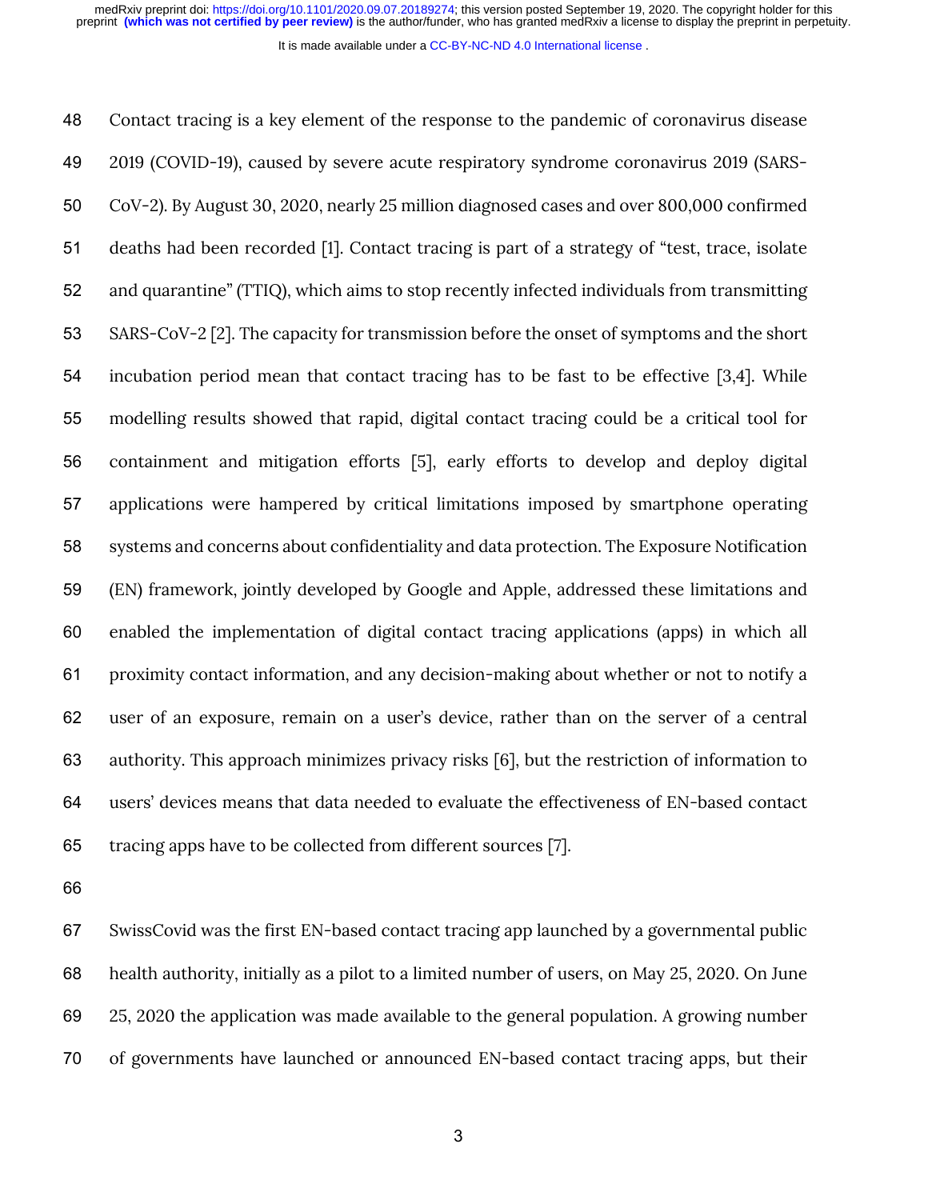Contact tracing is a key element of the response to the pandemic of coronavirus disease 2019 (COVID-19), caused by severe acute respiratory syndrome coronavirus 2019 (SARS-CoV-2). By August 30, 2020, nearly 25 million diagnosed cases and over 800,000 confirmed deaths had been recorded [1]. Contact tracing is part of a strategy of "test, trace, isolate and quarantine" (TTIQ), which aims to stop recently infected individuals from transmitting SARS-CoV-2 [2]. The capacity for transmission before the onset of symptoms and the short incubation period mean that contact tracing has to be fast to be effective [3,4]. While modelling results showed that rapid, digital contact tracing could be a critical tool for containment and mitigation efforts [5], early efforts to develop and deploy digital applications were hampered by critical limitations imposed by smartphone operating systems and concerns about confidentiality and data protection. The Exposure Notification (EN) framework, jointly developed by Google and Apple, addressed these limitations and enabled the implementation of digital contact tracing applications (apps) in which all proximity contact information, and any decision-making about whether or not to notify a user of an exposure, remain on a user's device, rather than on the server of a central authority. This approach minimizes privacy risks [6], but the restriction of information to users' devices means that data needed to evaluate the effectiveness of EN-based contact tracing apps have to be collected from different sources [7].

SwissCovid was the first EN-based contact tracing app launched by a governmental public health authority, initially as a pilot to a limited number of users, on May 25, 2020. On June 25, 2020 the application was made available to the general population. A growing number of governments have launched or announced EN-based contact tracing apps, but their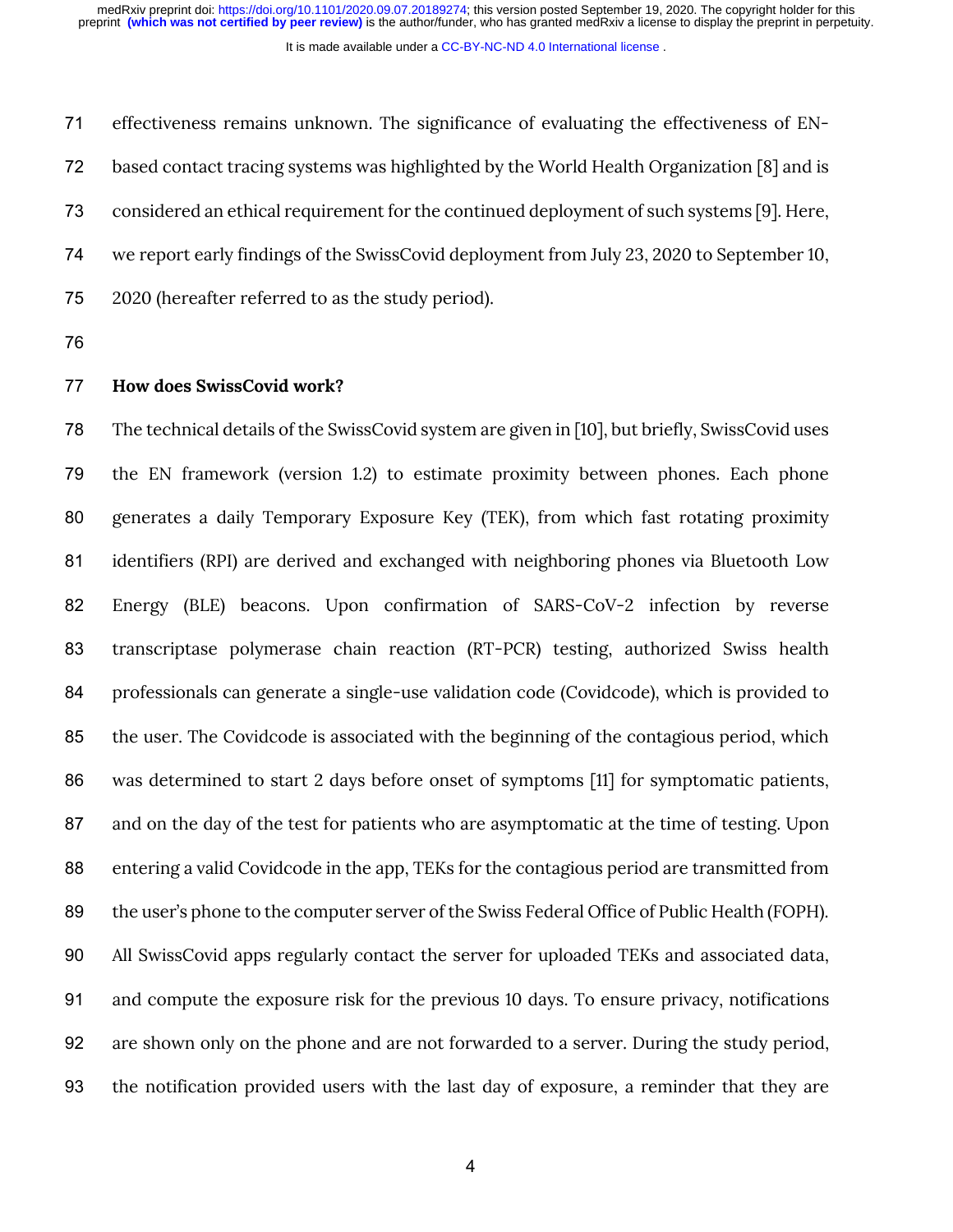effectiveness remains unknown. The significance of evaluating the effectiveness of EN-based contact tracing systems was highlighted by the World Health Organization [8] and is considered an ethical requirement for the continued deployment of such systems [9]. Here, we report early findings of the SwissCovid deployment from July 23, 2020 to September 10, 2020 (hereafter referred to as the study period).

**How does SwissCovid work?**

The technical details of the SwissCovid system are given in [10], but briefly, SwissCovid uses the EN framework (version 1.2) to estimate proximity between phones. Each phone generates a daily Temporary Exposure Key (TEK), from which fast rotating proximity identifiers (RPI) are derived and exchanged with neighboring phones via Bluetooth Low Energy (BLE) beacons. Upon confirmation of SARS-CoV-2 infection by reverse transcriptase polymerase chain reaction (RT-PCR) testing, authorized Swiss health professionals can generate a single-use validation code (Covidcode), which is provided to the user. The Covidcode is associated with the beginning of the contagious period, which was determined to start 2 days before onset of symptoms [11] for symptomatic patients, and on the day of the test for patients who are asymptomatic at the time of testing. Upon entering a valid Covidcode in the app, TEKs for the contagious period are transmitted from the user's phone to the computer server of the Swiss Federal Office of Public Health (FOPH). All SwissCovid apps regularly contact the server for uploaded TEKs and associated data, and compute the exposure risk for the previous 10 days. To ensure privacy, notifications are shown only on the phone and are not forwarded to a server. During the study period, the notification provided users with the last day of exposure, a reminder that they are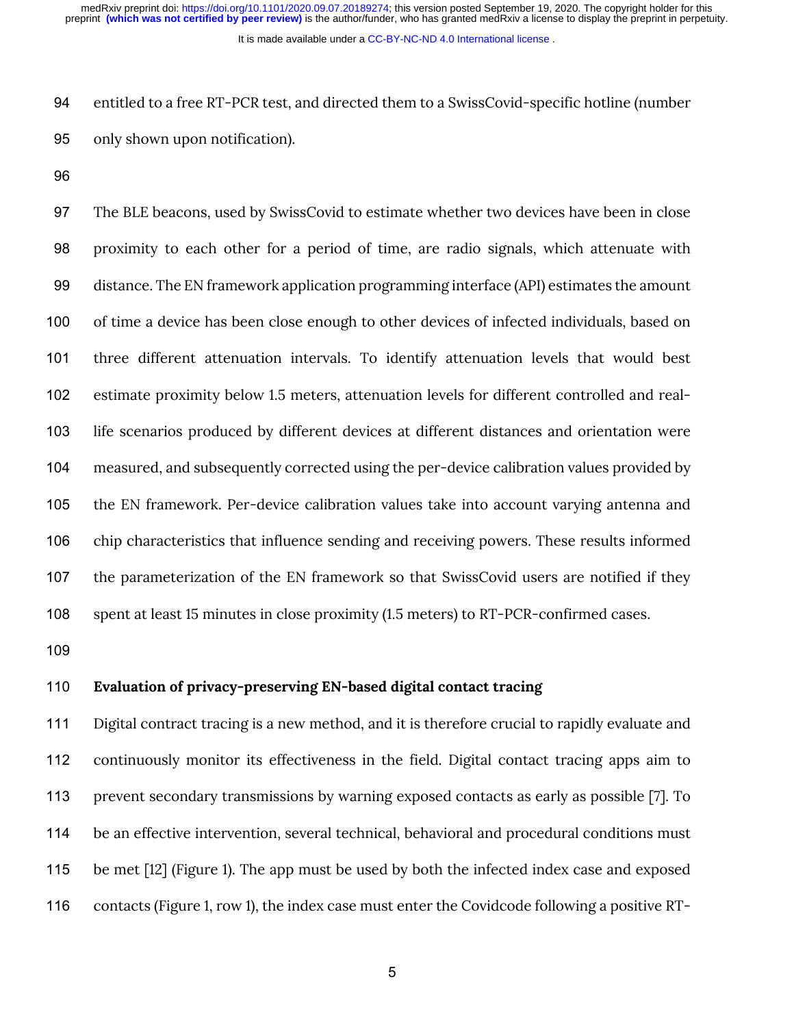entitled to a free RT-PCR test, and directed them to a SwissCovid-specific hotline (number only shown upon notification).

The BLE beacons, used by SwissCovid to estimate whether two devices have been in close proximity to each other for a period of time, are radio signals, which attenuate with distance. The EN framework application programming interface (API) estimates the amount of time a device has been close enough to other devices of infected individuals, based on three different attenuation intervals. To identify attenuation levels that would best estimate proximity below 1.5 meters, attenuation levels for different controlled and real-life scenarios produced by different devices at different distances and orientation were measured, and subsequently corrected using the per-device calibration values provided by the EN framework. Per-device calibration values take into account varying antenna and chip characteristics that influence sending and receiving powers. These results informed the parameterization of the EN framework so that SwissCovid users are notified if they spent at least 15 minutes in close proximity (1.5 meters) to RT-PCR-confirmed cases.

**Evaluation of privacy-preserving EN-based digital contact tracing**

Digital contract tracing is a new method, and it is therefore crucial to rapidly evaluate and continuously monitor its effectiveness in the field. Digital contact tracing apps aim to prevent secondary transmissions by warning exposed contacts as early as possible [7]. To be an effective intervention, several technical, behavioral and procedural conditions must be met [12] (Figure 1). The app must be used by both the infected index case and exposed contacts (Figure 1, row 1), the index case must enter the Covidcode following a positive RT-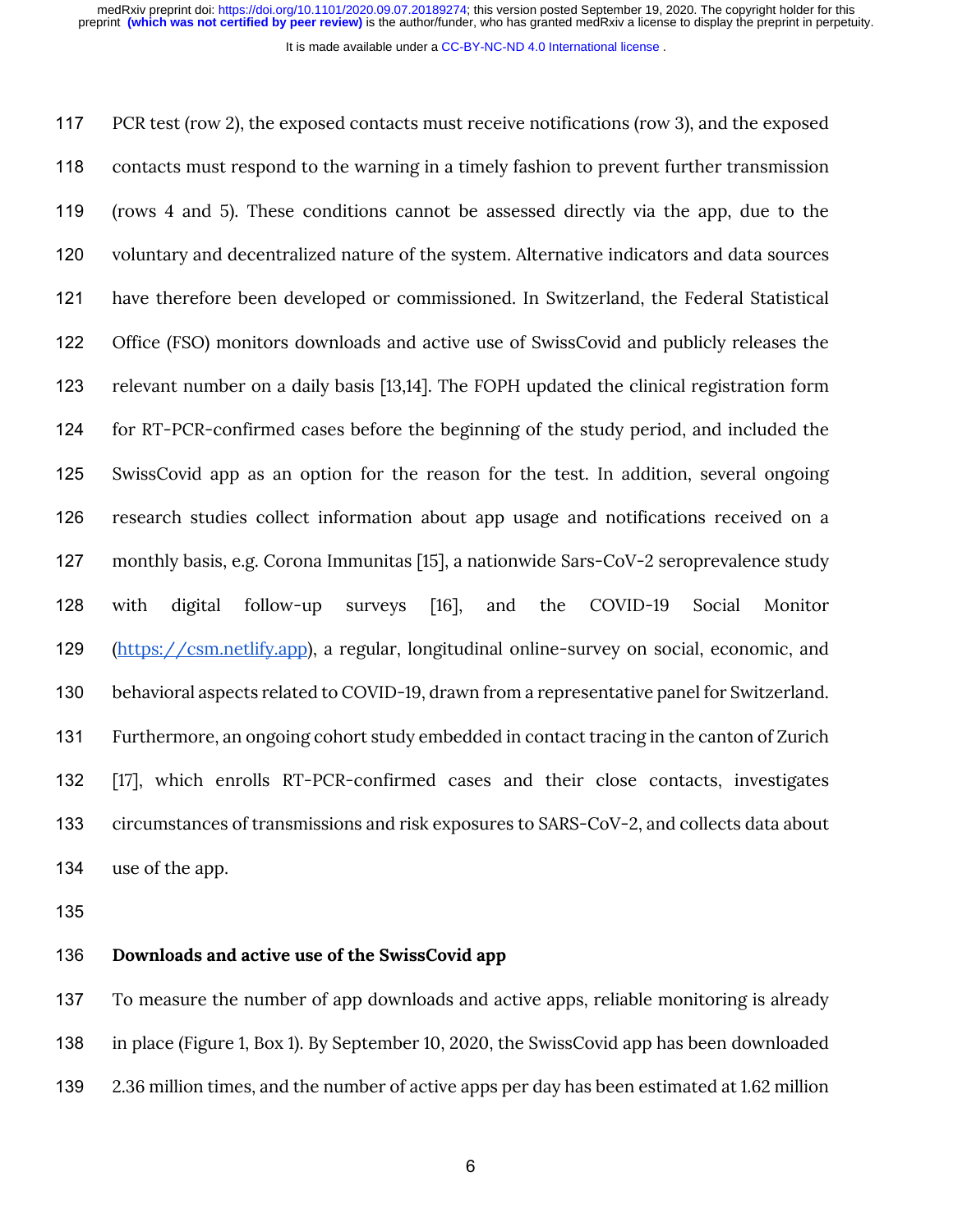PCR test (row 2), the exposed contacts must receive notifications (row 3), and the exposed contacts must respond to the warning in a timely fashion to prevent further transmission (rows 4 and 5). These conditions cannot be assessed directly via the app, due to the voluntary and decentralized nature of the system. Alternative indicators and data sources have therefore been developed or commissioned. In Switzerland, the Federal Statistical Office (FSO) monitors downloads and active use of SwissCovid and publicly releases the relevant number on a daily basis [13,14]. The FOPH updated the clinical registration form for RT-PCR-confirmed cases before the beginning of the study period, and included the SwissCovid app as an option for the reason for the test. In addition, several ongoing research studies collect information about app usage and notifications received on a monthly basis, e.g. Corona Immunitas [15], a nationwide Sars-CoV-2 seroprevalence study with digital follow-up surveys [16], and the COVID-19 Social Monitor (https://csm.netlify.app), a regular, longitudinal online-survey on social, economic, and behavioral aspects related to COVID-19, drawn from a representative panel for Switzerland. Furthermore, an ongoing cohort study embedded in contact tracing in the canton of Zurich [17], which enrolls RT-PCR-confirmed cases and their close contacts, investigates circumstances of transmissions and risk exposures to SARS-CoV-2, and collects data about use of the app.

**Downloads and active use of the SwissCovid app**

To measure the number of app downloads and active apps, reliable monitoring is already in place (Figure 1, Box 1). By September 10, 2020, the SwissCovid app has been downloaded 2.36 million times, and the number of active apps per day has been estimated at 1.62 million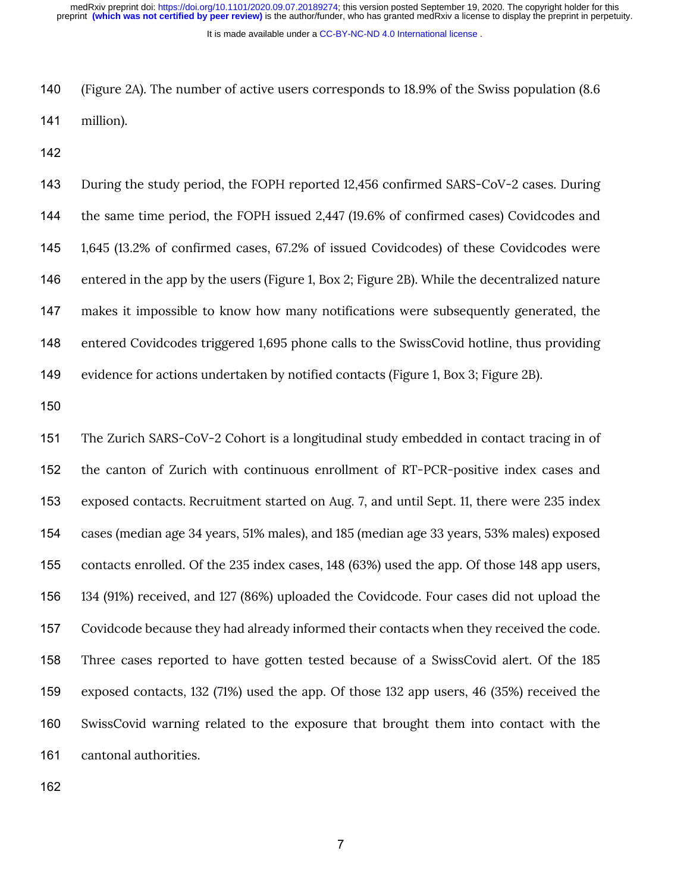(Figure 2A). The number of active users corresponds to 18.9% of the Swiss population (8.6 million).

During the study period, the FOPH reported 12,456 confirmed SARS-CoV-2 cases. During the same time period, the FOPH issued 2,447 (19.6% of confirmed cases) Covidcodes and 1,645 (13.2% of confirmed cases, 67.2% of issued Covidcodes) of these Covidcodes were entered in the app by the users (Figure 1, Box 2; Figure 2B). While the decentralized nature makes it impossible to know how many notifications were subsequently generated, the entered Covidcodes triggered 1,695 phone calls to the SwissCovid hotline, thus providing evidence for actions undertaken by notified contacts (Figure 1, Box 3; Figure 2B).

The Zurich SARS-CoV-2 Cohort is a longitudinal study embedded in contact tracing in of the canton of Zurich with continuous enrollment of RT-PCR-positive index cases and exposed contacts. Recruitment started on Aug. 7, and until Sept. 11, there were 235 index cases (median age 34 years, 51% males), and 185 (median age 33 years, 53% males) exposed contacts enrolled. Of the 235 index cases, 148 (63%) used the app. Of those 148 app users, 134 (91%) received, and 127 (86%) uploaded the Covidcode. Four cases did not upload the Covidcode because they had already informed their contacts when they received the code. Three cases reported to have gotten tested because of a SwissCovid alert. Of the 185 exposed contacts, 132 (71%) used the app. Of those 132 app users, 46 (35%) received the SwissCovid warning related to the exposure that brought them into contact with the cantonal authorities.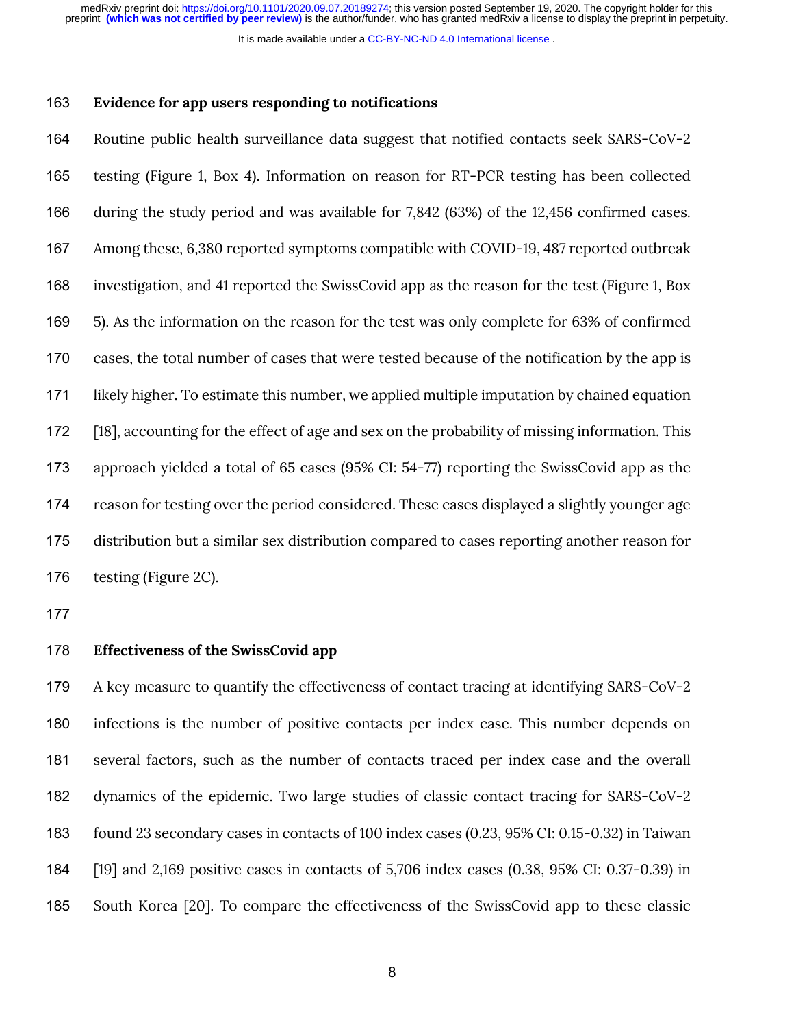**Evidence for app users responding to notifications**

Routine public health surveillance data suggest that notified contacts seek SARS-CoV-2 testing (Figure 1, Box 4). Information on reason for RT-PCR testing has been collected during the study period and was available for 7,842 (63%) of the 12,456 confirmed cases. Among these, 6,380 reported symptoms compatible with COVID-19, 487 reported outbreak investigation, and 41 reported the SwissCovid app as the reason for the test (Figure 1, Box 5). As the information on the reason for the test was only complete for 63% of confirmed cases, the total number of cases that were tested because of the notification by the app is likely higher. To estimate this number, we applied multiple imputation by chained equation [18], accounting for the effect of age and sex on the probability of missing information. This approach yielded a total of 65 cases (95% CI: 54-77) reporting the SwissCovid app as the reason for testing over the period considered. These cases displayed a slightly younger age distribution but a similar sex distribution compared to cases reporting another reason for testing (Figure 2C).

**Effectiveness of the SwissCovid app**

A key measure to quantify the effectiveness of contact tracing at identifying SARS-CoV-2 infections is the number of positive contacts per index case. This number depends on several factors, such as the number of contacts traced per index case and the overall dynamics of the epidemic. Two large studies of classic contact tracing for SARS-CoV-2 found 23 secondary cases in contacts of 100 index cases (0.23, 95% CI: 0.15-0.32) in Taiwan [19] and 2,169 positive cases in contacts of 5,706 index cases (0.38, 95% CI: 0.37-0.39) in South Korea [20]. To compare the effectiveness of the SwissCovid app to these classic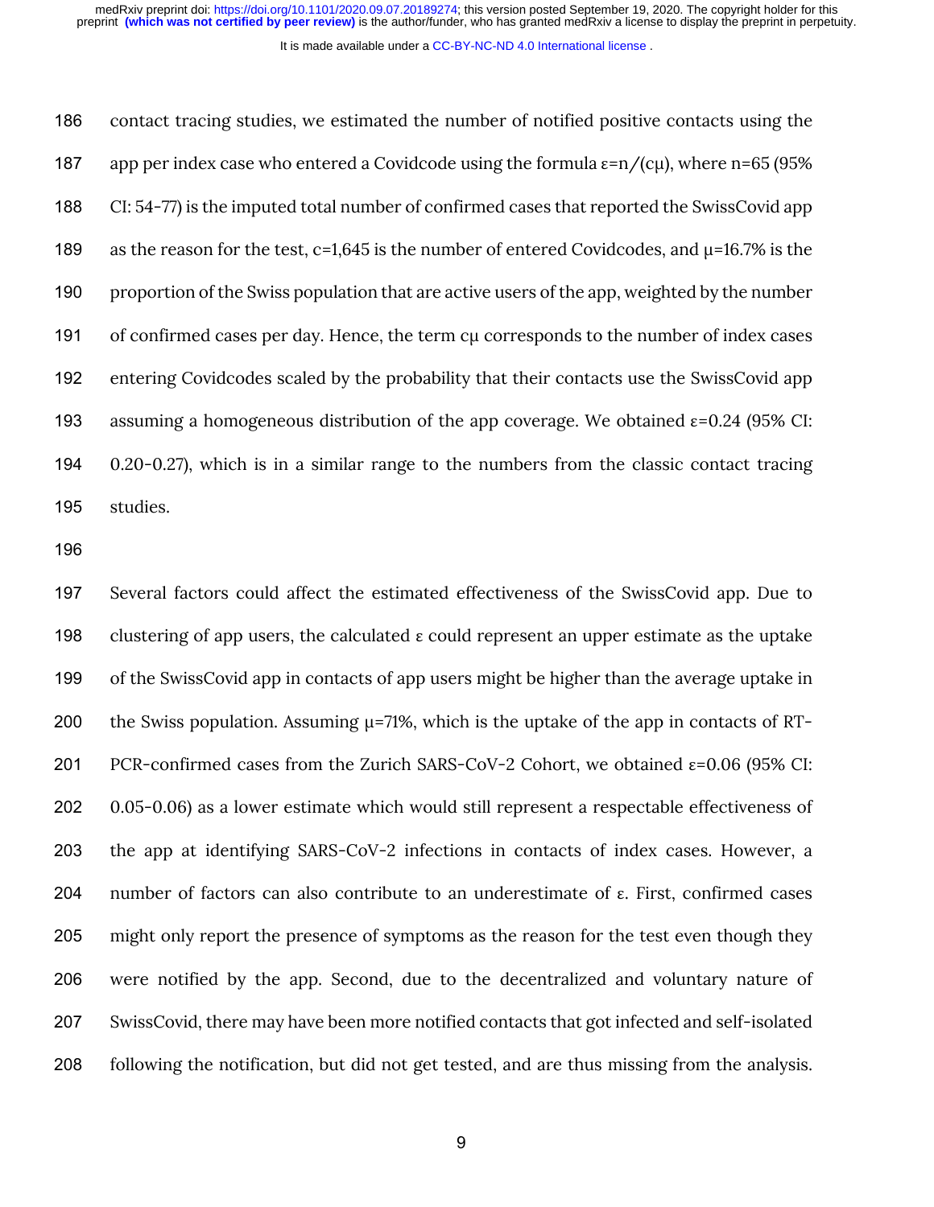contact tracing studies, we estimated the number of notified positive contacts using the app per index case who entered a Covidcode using the formula $\varepsilon = n/(c\mu)$, where n=65 (95% CI: 54-77) is the imputed total number of confirmed cases that reported the SwissCovid app as the reason for the test, c=1,645 is the number of entered Covidcodes, and $\mu$=16.7% is the proportion of the Swiss population that are active users of the app, weighted by the number of confirmed cases per day. Hence, the term $c\mu$ corresponds to the number of index cases entering Covidcodes scaled by the probability that their contacts use the SwissCovid app assuming a homogeneous distribution of the app coverage. We obtained $\varepsilon$=0.24 (95% CI: 0.20-0.27), which is in a similar range to the numbers from the classic contact tracing studies.

Several factors could affect the estimated effectiveness of the SwissCovid app. Due to clustering of app users, the calculated $\varepsilon$ could represent an upper estimate as the uptake of the SwissCovid app in contacts of app users might be higher than the average uptake in the Swiss population. Assuming $\mu$=71%, which is the uptake of the app in contacts of RT-PCR-confirmed cases from the Zurich SARS-CoV-2 Cohort, we obtained $\varepsilon$=0.06 (95% CI: 0.05-0.06) as a lower estimate which would still represent a respectable effectiveness of the app at identifying SARS-CoV-2 infections in contacts of index cases. However, a number of factors can also contribute to an underestimate of $\varepsilon$. First, confirmed cases might only report the presence of symptoms as the reason for the test even though they were notified by the app. Second, due to the decentralized and voluntary nature of SwissCovid, there may have been more notified contacts that got infected and self-isolated following the notification, but did not get tested, and are thus missing from the analysis.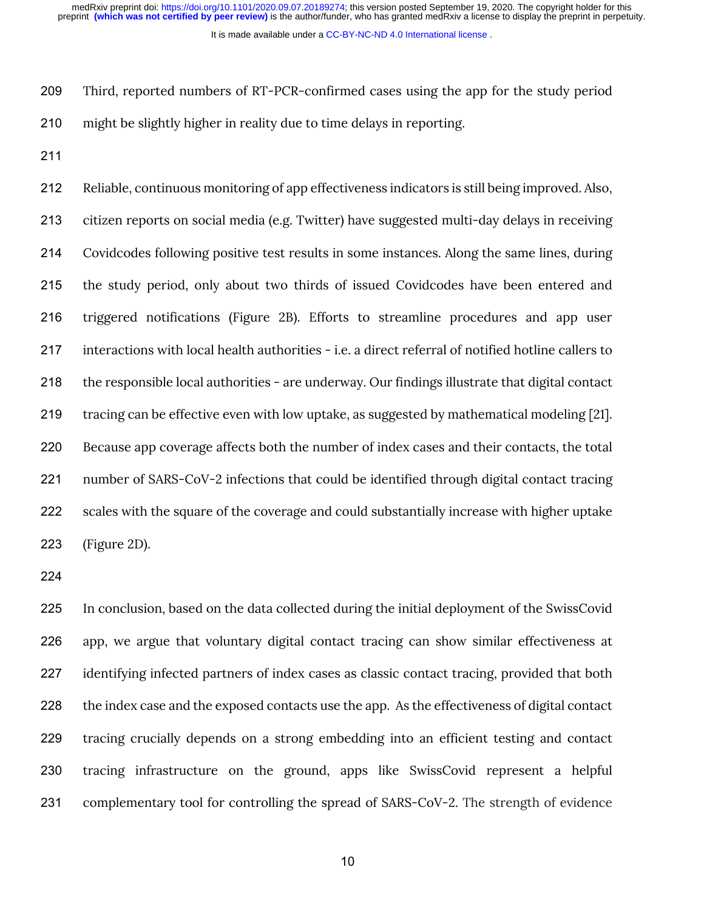Third, reported numbers of RT-PCR-confirmed cases using the app for the study period might be slightly higher in reality due to time delays in reporting.

Reliable, continuous monitoring of app effectiveness indicators is still being improved. Also, citizen reports on social media (e.g. Twitter) have suggested multi-day delays in receiving Covidcodes following positive test results in some instances. Along the same lines, during the study period, only about two thirds of issued Covidcodes have been entered and triggered notifications (Figure 2B). Efforts to streamline procedures and app user interactions with local health authorities - i.e. a direct referral of notified hotline callers to the responsible local authorities - are underway. Our findings illustrate that digital contact tracing can be effective even with low uptake, as suggested by mathematical modeling [21]. Because app coverage affects both the number of index cases and their contacts, the total number of SARS-CoV-2 infections that could be identified through digital contact tracing scales with the square of the coverage and could substantially increase with higher uptake (Figure 2D).

In conclusion, based on the data collected during the initial deployment of the SwissCovid app, we argue that voluntary digital contact tracing can show similar effectiveness at identifying infected partners of index cases as classic contact tracing, provided that both the index case and the exposed contacts use the app. As the effectiveness of digital contact tracing crucially depends on a strong embedding into an efficient testing and contact tracing infrastructure on the ground, apps like SwissCovid represent a helpful complementary tool for controlling the spread of SARS-CoV-2. The strength of evidence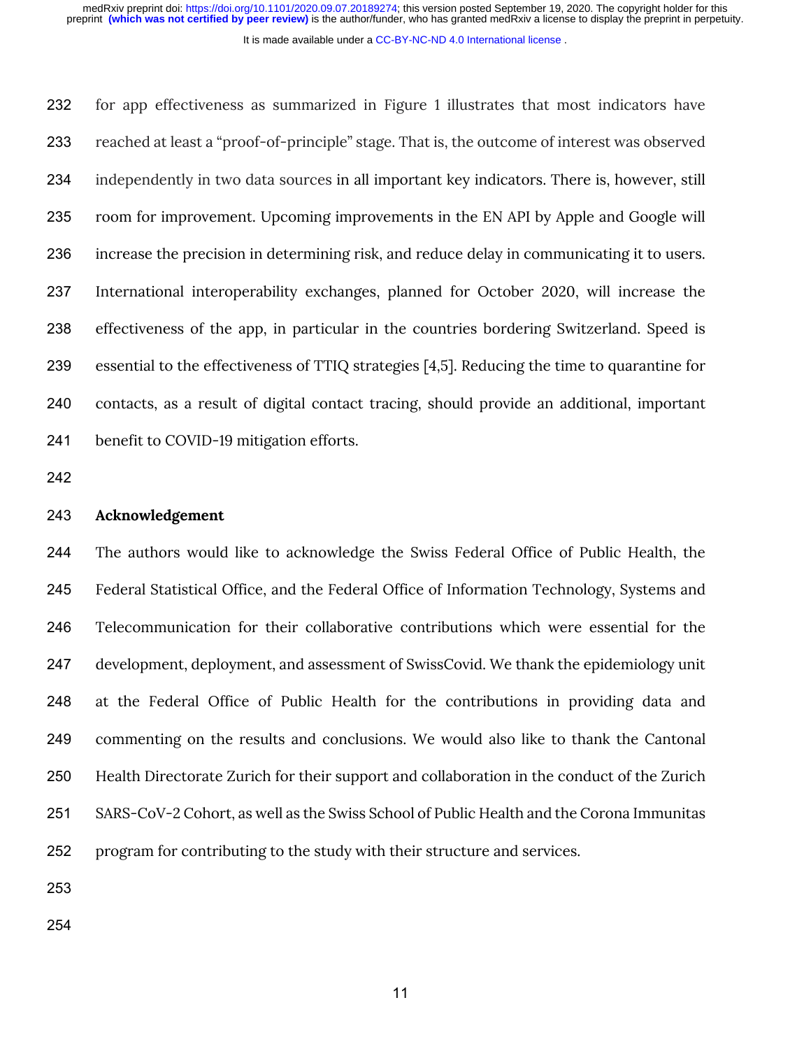for app effectiveness as summarized in Figure 1 illustrates that most indicators have reached at least a "proof-of-principle" stage. That is, the outcome of interest was observed independently in two data sources in all important key indicators. There is, however, still room for improvement. Upcoming improvements in the EN API by Apple and Google will increase the precision in determining risk, and reduce delay in communicating it to users. International interoperability exchanges, planned for October 2020, will increase the effectiveness of the app, in particular in the countries bordering Switzerland. Speed is essential to the effectiveness of TTIQ strategies [4,5]. Reducing the time to quarantine for contacts, as a result of digital contact tracing, should provide an additional, important benefit to COVID-19 mitigation efforts.

## Acknowledgement

The authors would like to acknowledge the Swiss Federal Office of Public Health, the Federal Statistical Office, and the Federal Office of Information Technology, Systems and Telecommunication for their collaborative contributions which were essential for the development, deployment, and assessment of SwissCovid. We thank the epidemiology unit at the Federal Office of Public Health for the contributions in providing data and commenting on the results and conclusions. We would also like to thank the Cantonal Health Directorate Zurich for their support and collaboration in the conduct of the Zurich SARS-CoV-2 Cohort, as well as the Swiss School of Public Health and the Corona Immunitas program for contributing to the study with their structure and services.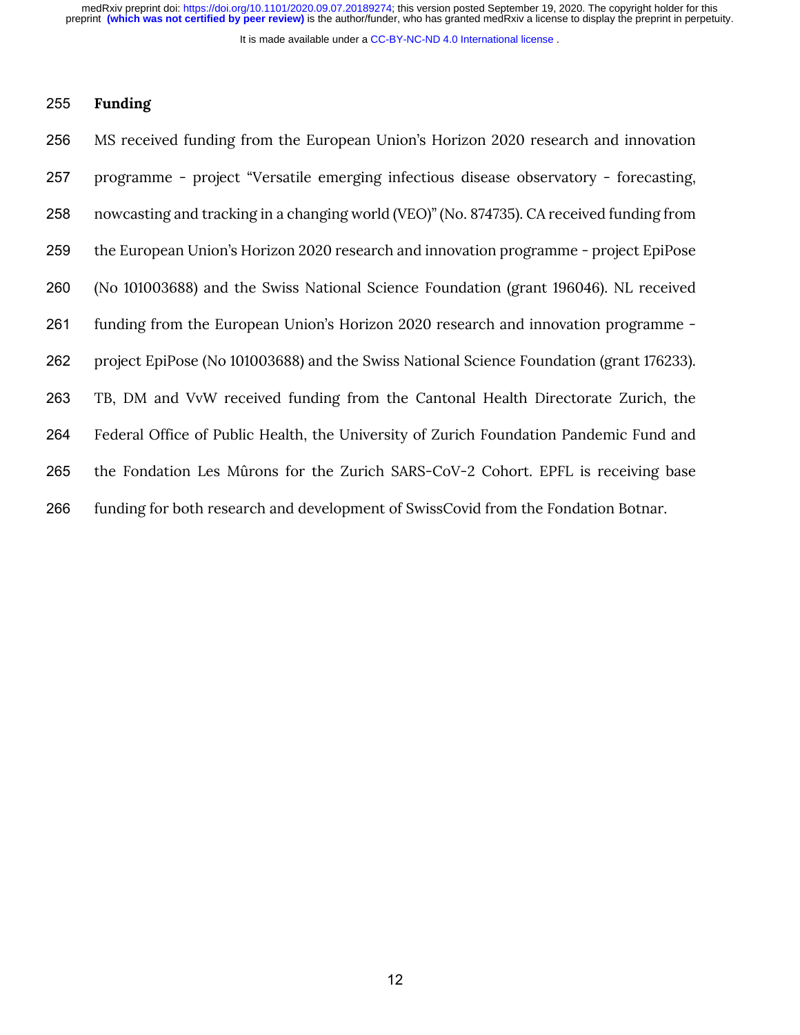## Funding

MS received funding from the European Union's Horizon 2020 research and innovation programme - project "Versatile emerging infectious disease observatory - forecasting, nowcasting and tracking in a changing world (VEO)" (No. 874735). CA received funding from the European Union's Horizon 2020 research and innovation programme - project EpiPose (No 101003688) and the Swiss National Science Foundation (grant 196046). NL received funding from the European Union's Horizon 2020 research and innovation programme - project EpiPose (No 101003688) and the Swiss National Science Foundation (grant 176233). TB, DM and VvW received funding from the Cantonal Health Directorate Zurich, the Federal Office of Public Health, the University of Zurich Foundation Pandemic Fund and the Fondation Les Mûrons for the Zurich SARS-CoV-2 Cohort. EPFL is receiving base funding for both research and development of SwissCovid from the Fondation Botnar.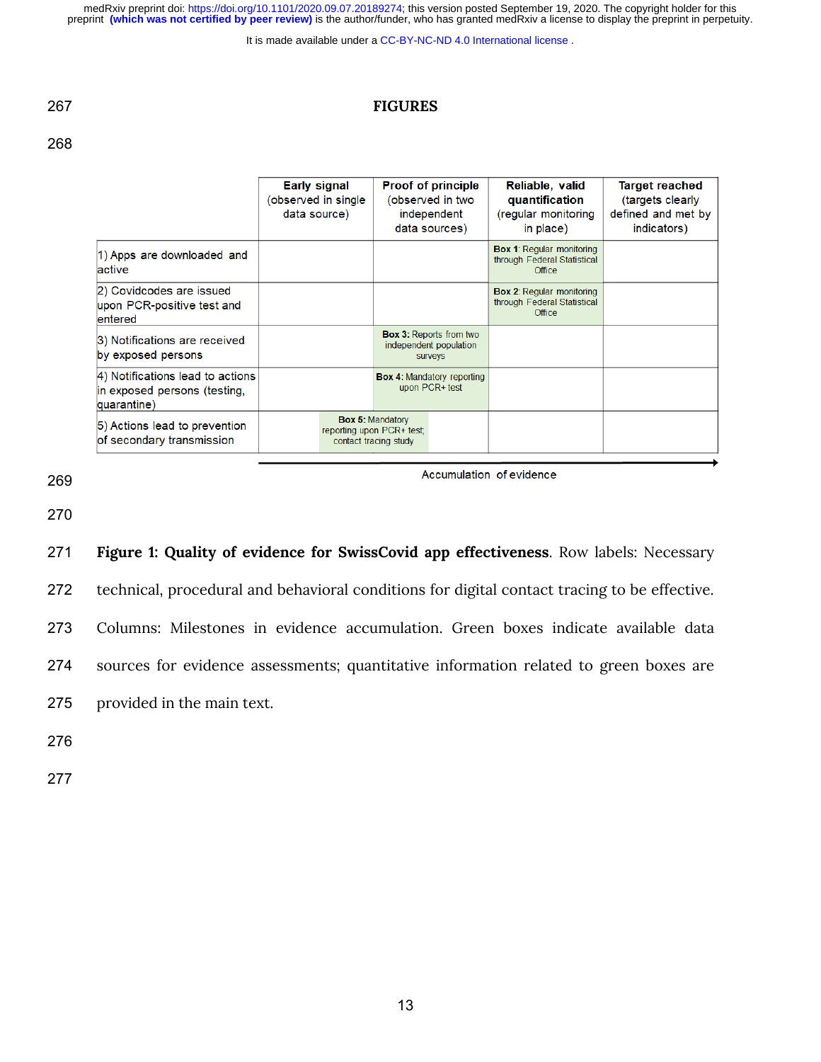# FIGURES

| | Early signal (observed in single data source) | Proof of principle (observed in two independent data sources) | Reliable, valid quantification (regular monitoring in place) | Target reached (targets clearly defined and met by indicators) |
|---|---|---|---|---|
| 1) Apps are downloaded and active | | | **Box 1**: Regular monitoring through Federal Statistical Office | |
| 2) Covidcodes are issued upon PCR-positive test and entered | | | **Box 2**: Regular monitoring through Federal Statistical Office | |
| 3) Notifications are received by exposed persons | | **Box 3:** Reports from two independent population surveys | | |
| 4) Notifications lead to actions in exposed persons (testing, quarantine) | | **Box 4:** Mandatory reporting upon PCR+ test | | |
| 5) Actions lead to prevention of secondary transmission | **Box 5:** Mandatory reporting upon PCR+ test; contact tracing study | | | |

Accumulation of evidence →

**Figure 1: Quality of evidence for SwissCovid app effectiveness**. Row labels: Necessary technical, procedural and behavioral conditions for digital contact tracing to be effective. Columns: Milestones in evidence accumulation. Green boxes indicate available data sources for evidence assessments; quantitative information related to green boxes are provided in the main text.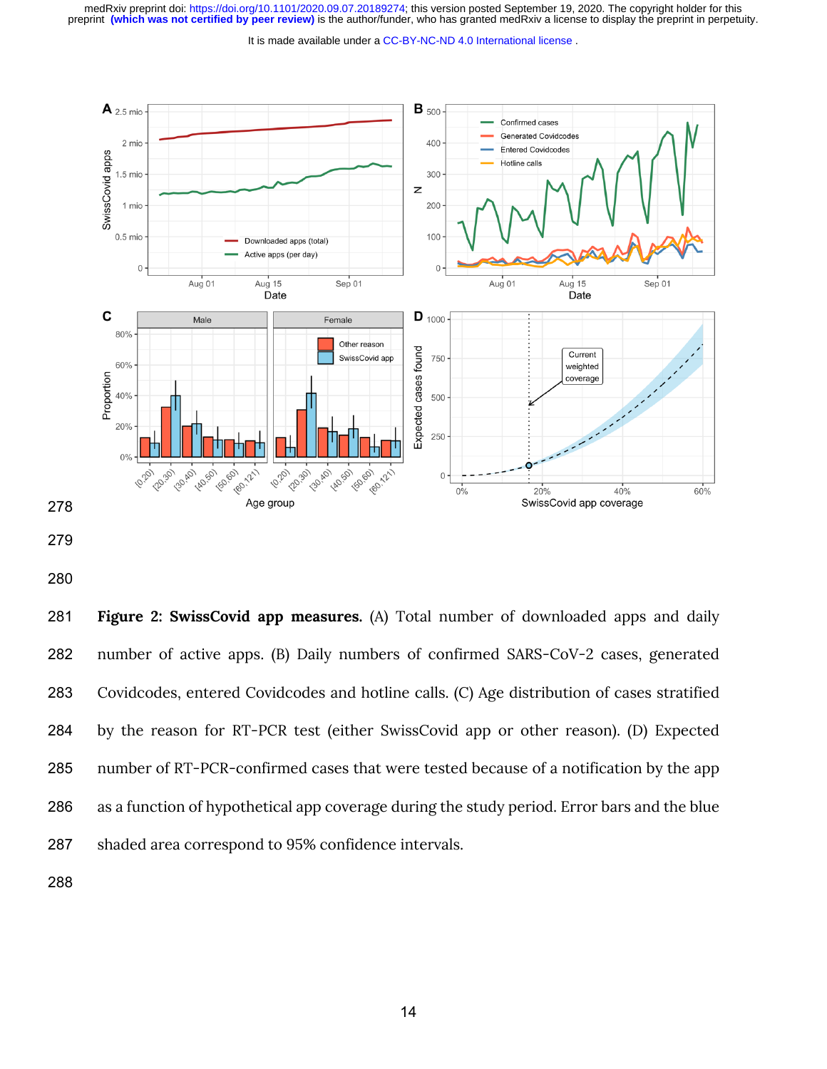**Figure 2: SwissCovid app measures.** (A) Total number of downloaded apps and daily number of active apps. (B) Daily numbers of confirmed SARS-CoV-2 cases, generated Covidcodes, entered Covidcodes and hotline calls. (C) Age distribution of cases stratified by the reason for RT-PCR test (either SwissCovid app or other reason). (D) Expected number of RT-PCR-confirmed cases that were tested because of a notification by the app as a function of hypothetical app coverage during the study period. Error bars and the blue shaded area correspond to 95% confidence intervals.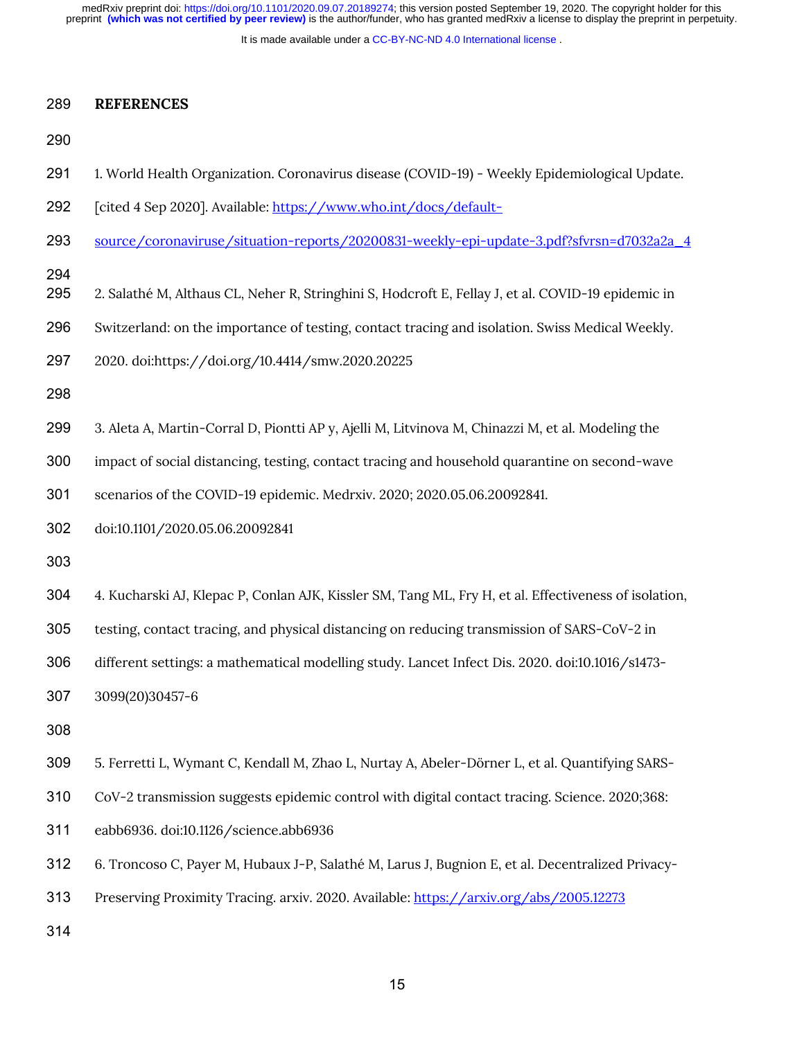# REFERENCES

1. World Health Organization. Coronavirus disease (COVID-19) - Weekly Epidemiological Update. [cited 4 Sep 2020]. Available: https://www.who.int/docs/default-source/coronaviruse/situation-reports/20200831-weekly-epi-update-3.pdf?sfvrsn=d7032a2a_4

2. Salathé M, Althaus CL, Neher R, Stringhini S, Hodcroft E, Fellay J, et al. COVID-19 epidemic in Switzerland: on the importance of testing, contact tracing and isolation. Swiss Medical Weekly. 2020. doi:https://doi.org/10.4414/smw.2020.20225

3. Aleta A, Martin-Corral D, Piontti AP y, Ajelli M, Litvinova M, Chinazzi M, et al. Modeling the impact of social distancing, testing, contact tracing and household quarantine on second-wave scenarios of the COVID-19 epidemic. Medrxiv. 2020; 2020.05.06.20092841. doi:10.1101/2020.05.06.20092841

4. Kucharski AJ, Klepac P, Conlan AJK, Kissler SM, Tang ML, Fry H, et al. Effectiveness of isolation, testing, contact tracing, and physical distancing on reducing transmission of SARS-CoV-2 in different settings: a mathematical modelling study. Lancet Infect Dis. 2020. doi:10.1016/s1473-3099(20)30457-6

5. Ferretti L, Wymant C, Kendall M, Zhao L, Nurtay A, Abeler-Dörner L, et al. Quantifying SARS-CoV-2 transmission suggests epidemic control with digital contact tracing. Science. 2020;368: eabb6936. doi:10.1126/science.abb6936

6. Troncoso C, Payer M, Hubaux J-P, Salathé M, Larus J, Bugnion E, et al. Decentralized Privacy-Preserving Proximity Tracing. arxiv. 2020. Available: https://arxiv.org/abs/2005.12273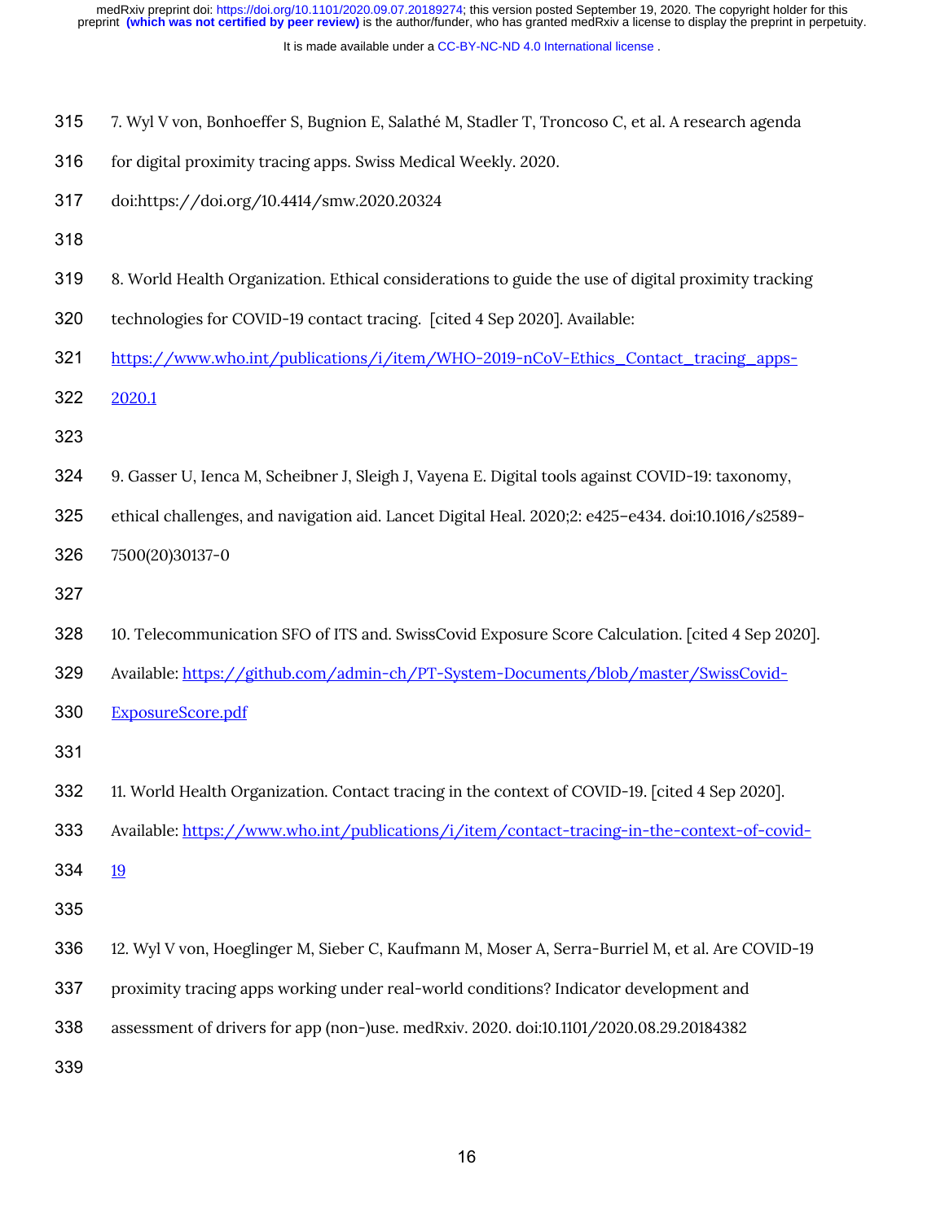7. Wyl V von, Bonhoeffer S, Bugnion E, Salathé M, Stadler T, Troncoso C, et al. A research agenda for digital proximity tracing apps. Swiss Medical Weekly. 2020. doi:https://doi.org/10.4414/smw.2020.20324

8. World Health Organization. Ethical considerations to guide the use of digital proximity tracking technologies for COVID-19 contact tracing. [cited 4 Sep 2020]. Available: https://www.who.int/publications/i/item/WHO-2019-nCoV-Ethics_Contact_tracing_apps-2020.1

9. Gasser U, Ienca M, Scheibner J, Sleigh J, Vayena E. Digital tools against COVID-19: taxonomy, ethical challenges, and navigation aid. Lancet Digital Heal. 2020;2: e425–e434. doi:10.1016/s2589-7500(20)30137-0

10. Telecommunication SFO of ITS and. SwissCovid Exposure Score Calculation. [cited 4 Sep 2020]. Available: https://github.com/admin-ch/PT-System-Documents/blob/master/SwissCovid-ExposureScore.pdf

11. World Health Organization. Contact tracing in the context of COVID-19. [cited 4 Sep 2020]. Available: https://www.who.int/publications/i/item/contact-tracing-in-the-context-of-covid-19

12. Wyl V von, Hoeglinger M, Sieber C, Kaufmann M, Moser A, Serra-Burriel M, et al. Are COVID-19 proximity tracing apps working under real-world conditions? Indicator development and assessment of drivers for app (non-)use. medRxiv. 2020. doi:10.1101/2020.08.29.20184382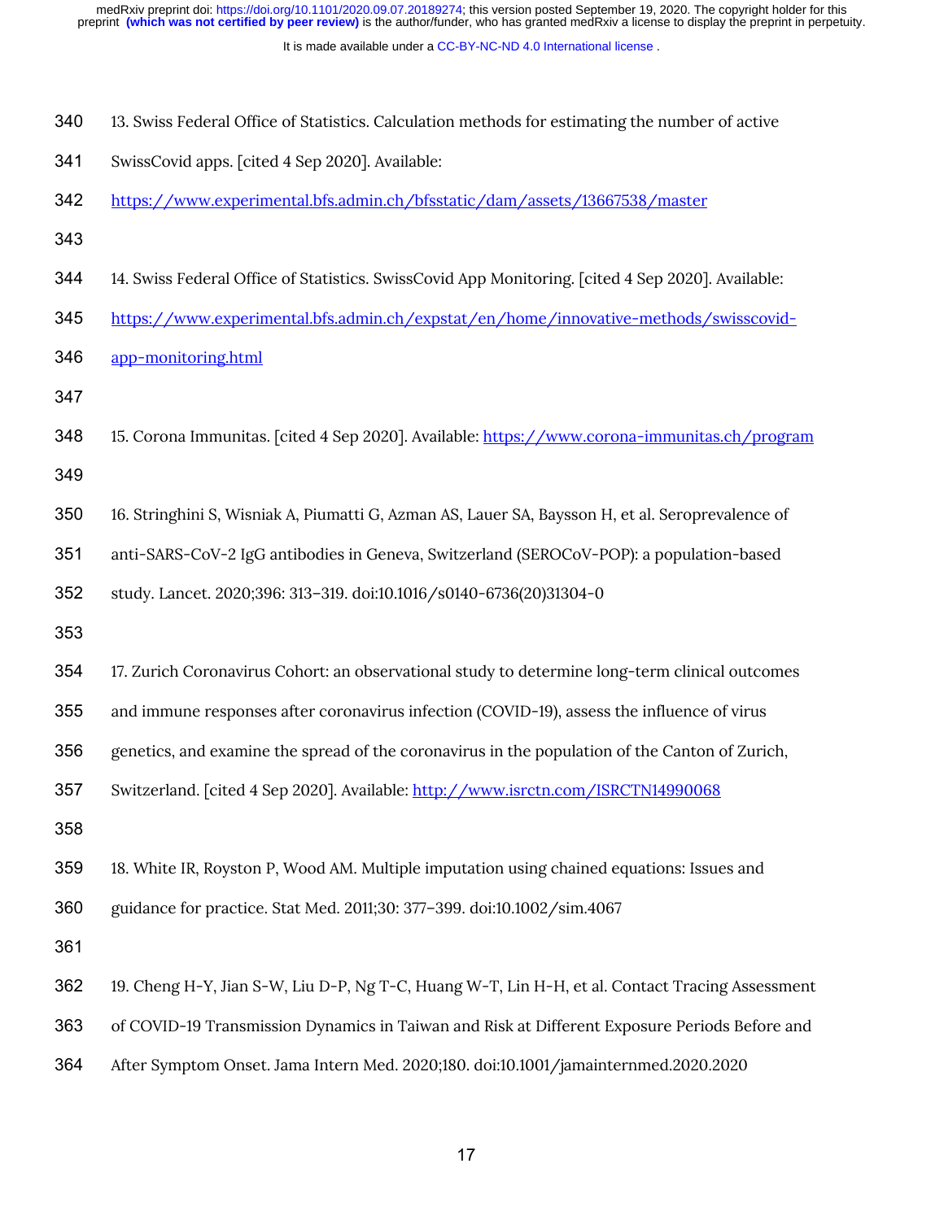13. Swiss Federal Office of Statistics. Calculation methods for estimating the number of active SwissCovid apps. [cited 4 Sep 2020]. Available: https://www.experimental.bfs.admin.ch/bfsstatic/dam/assets/13667538/master

14. Swiss Federal Office of Statistics. SwissCovid App Monitoring. [cited 4 Sep 2020]. Available: https://www.experimental.bfs.admin.ch/expstat/en/home/innovative-methods/swisscovid-app-monitoring.html

15. Corona Immunitas. [cited 4 Sep 2020]. Available: https://www.corona-immunitas.ch/program

16. Stringhini S, Wisniak A, Piumatti G, Azman AS, Lauer SA, Baysson H, et al. Seroprevalence of anti-SARS-CoV-2 IgG antibodies in Geneva, Switzerland (SEROCoV-POP): a population-based study. Lancet. 2020;396: 313–319. doi:10.1016/s0140-6736(20)31304-0

17. Zurich Coronavirus Cohort: an observational study to determine long-term clinical outcomes and immune responses after coronavirus infection (COVID-19), assess the influence of virus genetics, and examine the spread of the coronavirus in the population of the Canton of Zurich, Switzerland. [cited 4 Sep 2020]. Available: http://www.isrctn.com/ISRCTN14990068

18. White IR, Royston P, Wood AM. Multiple imputation using chained equations: Issues and guidance for practice. Stat Med. 2011;30: 377–399. doi:10.1002/sim.4067

19. Cheng H-Y, Jian S-W, Liu D-P, Ng T-C, Huang W-T, Lin H-H, et al. Contact Tracing Assessment of COVID-19 Transmission Dynamics in Taiwan and Risk at Different Exposure Periods Before and After Symptom Onset. Jama Intern Med. 2020;180. doi:10.1001/jamainternmed.2020.2020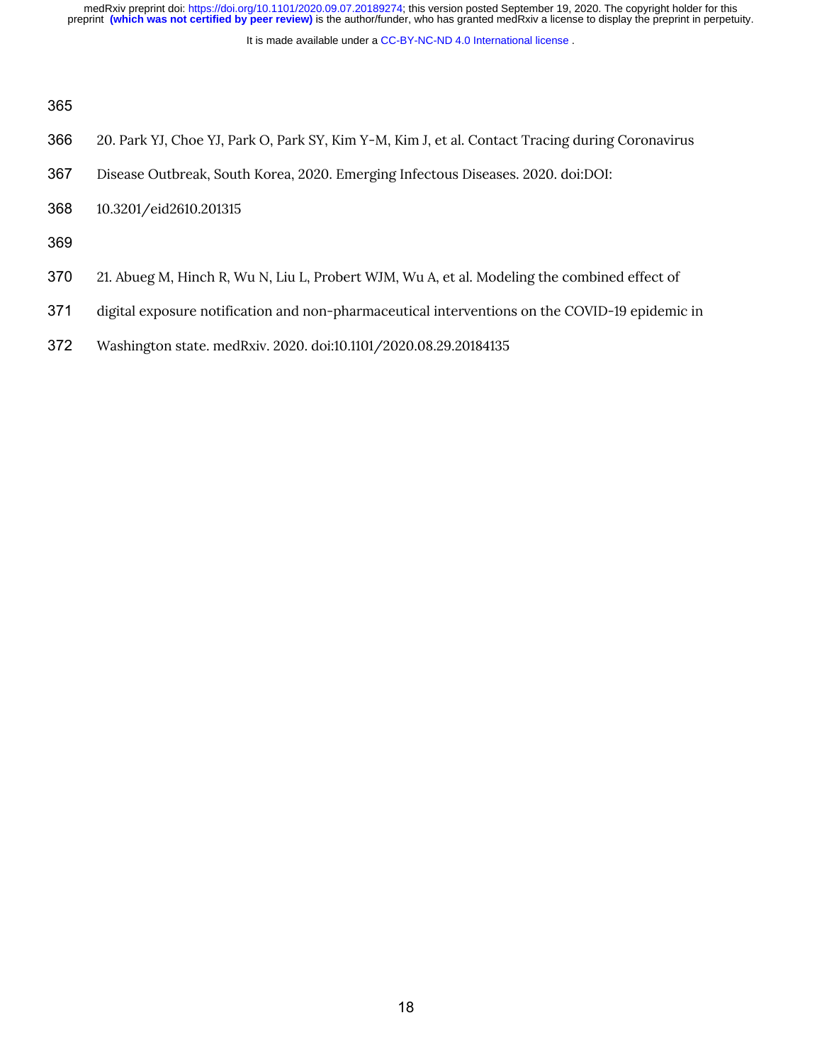20. Park YJ, Choe YJ, Park O, Park SY, Kim Y-M, Kim J, et al. Contact Tracing during Coronavirus Disease Outbreak, South Korea, 2020. Emerging Infectous Diseases. 2020. doi:DOI: 10.3201/eid2610.201315

21. Abueg M, Hinch R, Wu N, Liu L, Probert WJM, Wu A, et al. Modeling the combined effect of digital exposure notification and non-pharmaceutical interventions on the COVID-19 epidemic in Washington state. medRxiv. 2020. doi:10.1101/2020.08.29.20184135